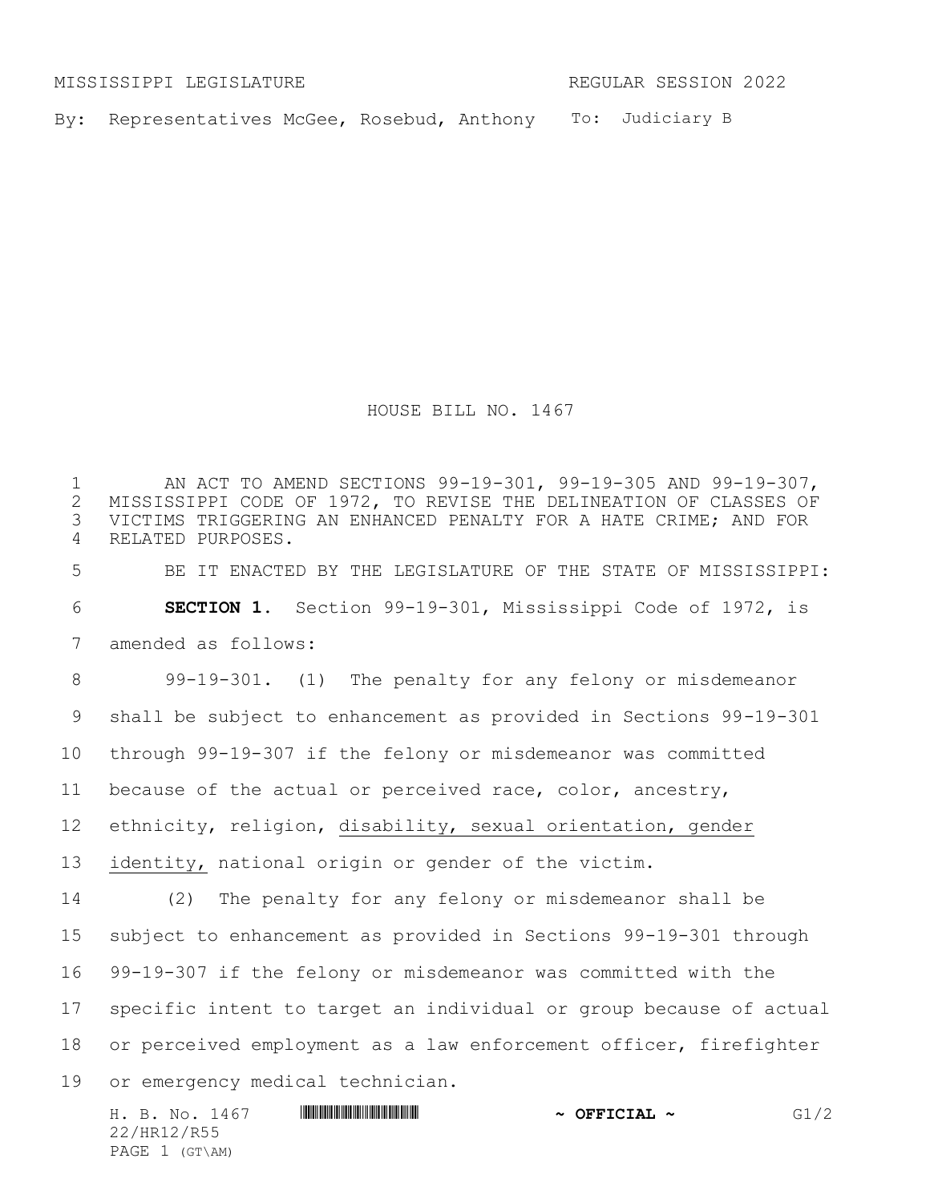MISSISSIPPI LEGISLATURE REGULAR SESSION 2022

By: Representatives McGee, Rosebud, Anthony To: Judiciary B

# HOUSE BILL NO. 1467

AN ACT TO AMEND SECTIONS 99-19-301, 99-19-305 AND 99-19-307, MISSISSIPPI CODE OF 1972, TO REVISE THE DELINEATION OF CLASSES OF VICTIMS TRIGGERING AN ENHANCED PENALTY FOR A HATE CRIME; AND FOR RELATED PURPOSES.

BE IT ENACTED BY THE LEGISLATURE OF THE STATE OF MISSISSIPPI:

**SECTION 1.** Section 99-19-301, Mississippi Code of 1972, is amended as follows:

99-19-301. (1) The penalty for any felony or misdemeanor shall be subject to enhancement as provided in Sections 99-19-301 through 99-19-307 if the felony or misdemeanor was committed because of the actual or perceived race, color, ancestry, ethnicity, religion, <u>disability, sexual orientation, gender identity,</u> national origin or gender of the victim.

(2) The penalty for any felony or misdemeanor shall be subject to enhancement as provided in Sections 99-19-301 through 99-19-307 if the felony or misdemeanor was committed with the specific intent to target an individual or group because of actual or perceived employment as a law enforcement officer, firefighter or emergency medical technician.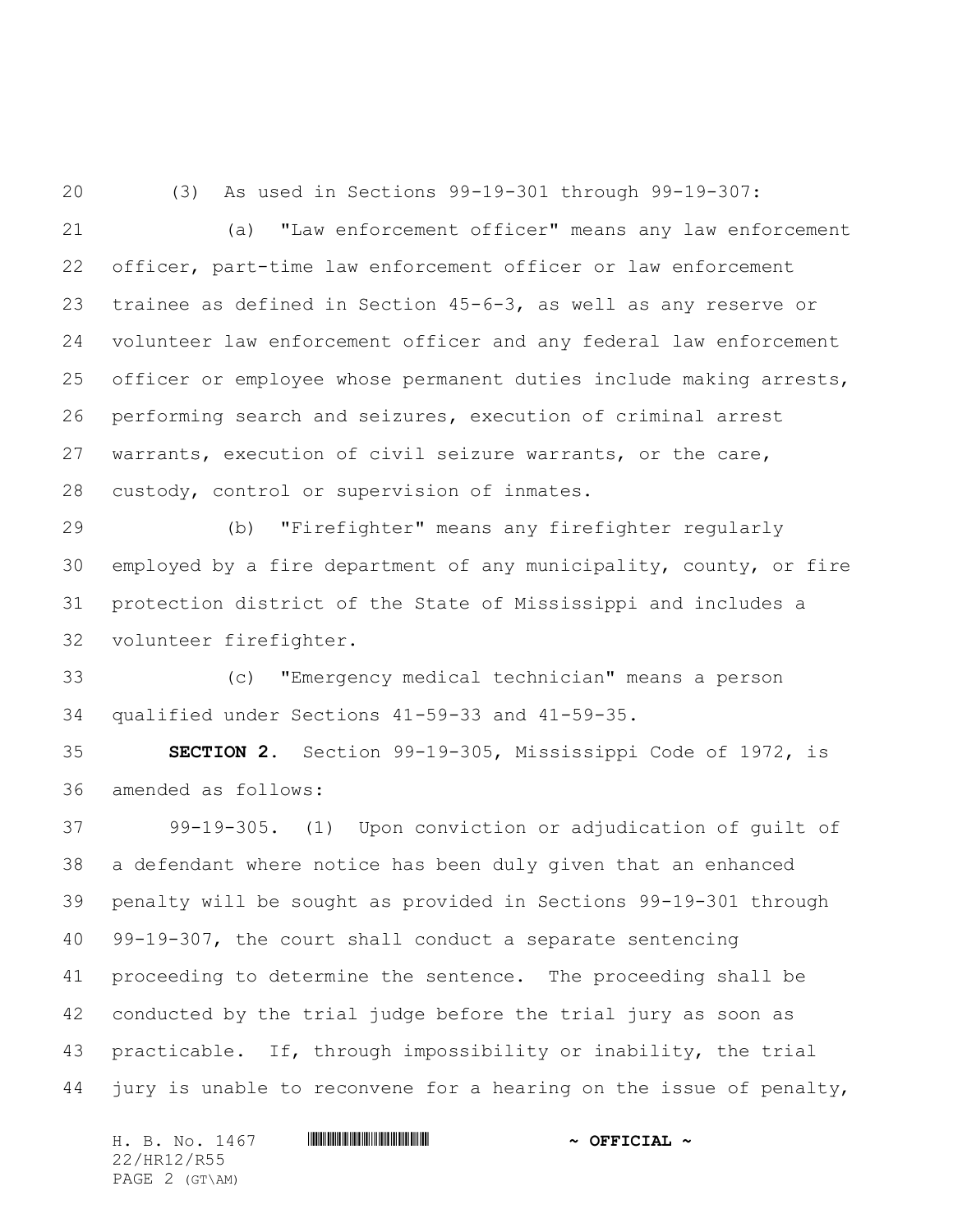(3) As used in Sections 99-19-301 through 99-19-307:

(a) "Law enforcement officer" means any law enforcement officer, part-time law enforcement officer or law enforcement trainee as defined in Section 45-6-3, as well as any reserve or volunteer law enforcement officer and any federal law enforcement officer or employee whose permanent duties include making arrests, performing search and seizures, execution of criminal arrest warrants, execution of civil seizure warrants, or the care, custody, control or supervision of inmates.

(b) "Firefighter" means any firefighter regularly employed by a fire department of any municipality, county, or fire protection district of the State of Mississippi and includes a volunteer firefighter.

(c) "Emergency medical technician" means a person qualified under Sections 41-59-33 and 41-59-35.

**SECTION 2.** Section 99-19-305, Mississippi Code of 1972, is amended as follows:

99-19-305. (1) Upon conviction or adjudication of guilt of a defendant where notice has been duly given that an enhanced penalty will be sought as provided in Sections 99-19-301 through 99-19-307, the court shall conduct a separate sentencing proceeding to determine the sentence. The proceeding shall be conducted by the trial judge before the trial jury as soon as practicable. If, through impossibility or inability, the trial jury is unable to reconvene for a hearing on the issue of penalty,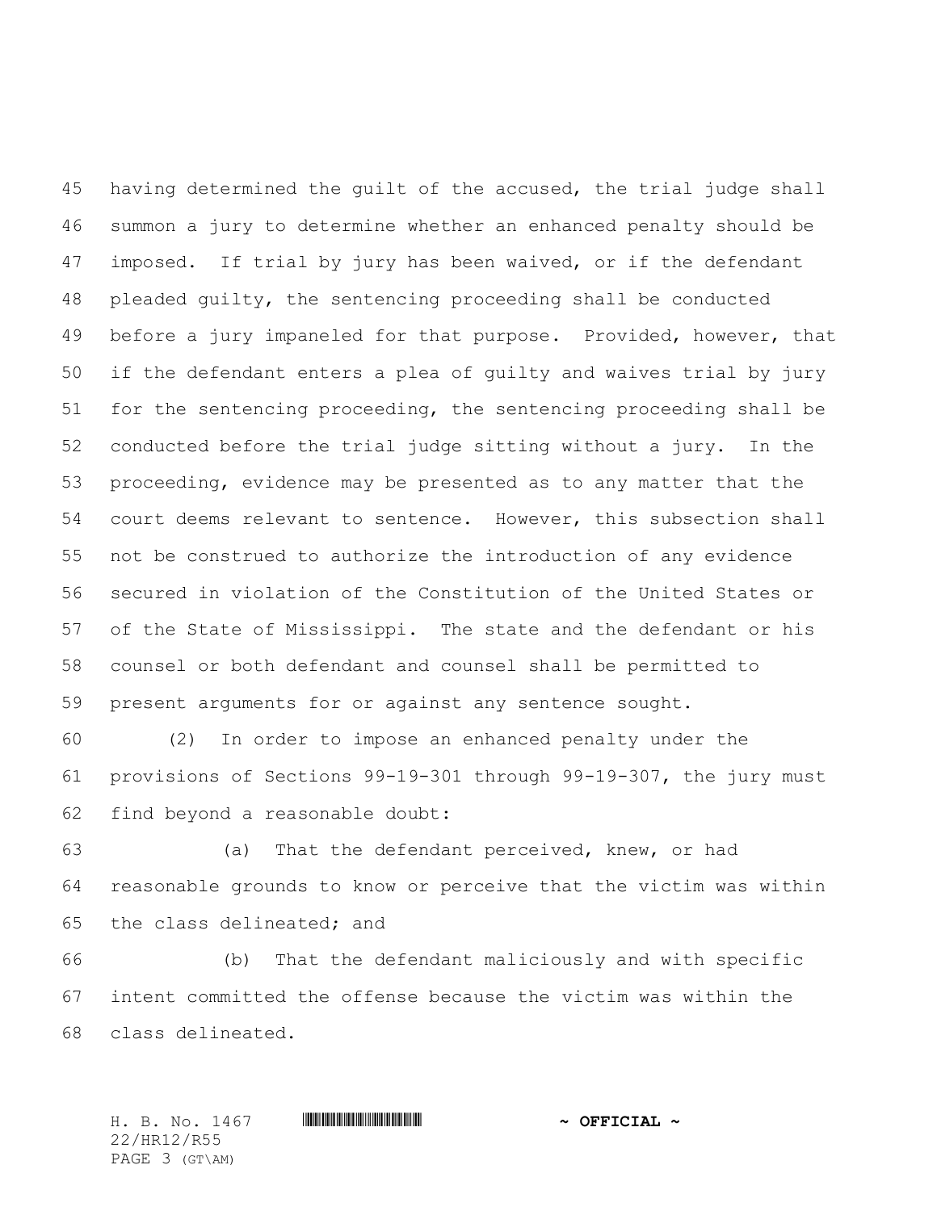having determined the guilt of the accused, the trial judge shall summon a jury to determine whether an enhanced penalty should be imposed. If trial by jury has been waived, or if the defendant pleaded guilty, the sentencing proceeding shall be conducted before a jury impaneled for that purpose. Provided, however, that if the defendant enters a plea of guilty and waives trial by jury for the sentencing proceeding, the sentencing proceeding shall be conducted before the trial judge sitting without a jury. In the proceeding, evidence may be presented as to any matter that the court deems relevant to sentence. However, this subsection shall not be construed to authorize the introduction of any evidence secured in violation of the Constitution of the United States or of the State of Mississippi. The state and the defendant or his counsel or both defendant and counsel shall be permitted to present arguments for or against any sentence sought.

(2) In order to impose an enhanced penalty under the provisions of Sections 99-19-301 through 99-19-307, the jury must find beyond a reasonable doubt:

(a) That the defendant perceived, knew, or had reasonable grounds to know or perceive that the victim was within the class delineated; and

(b) That the defendant maliciously and with specific intent committed the offense because the victim was within the class delineated.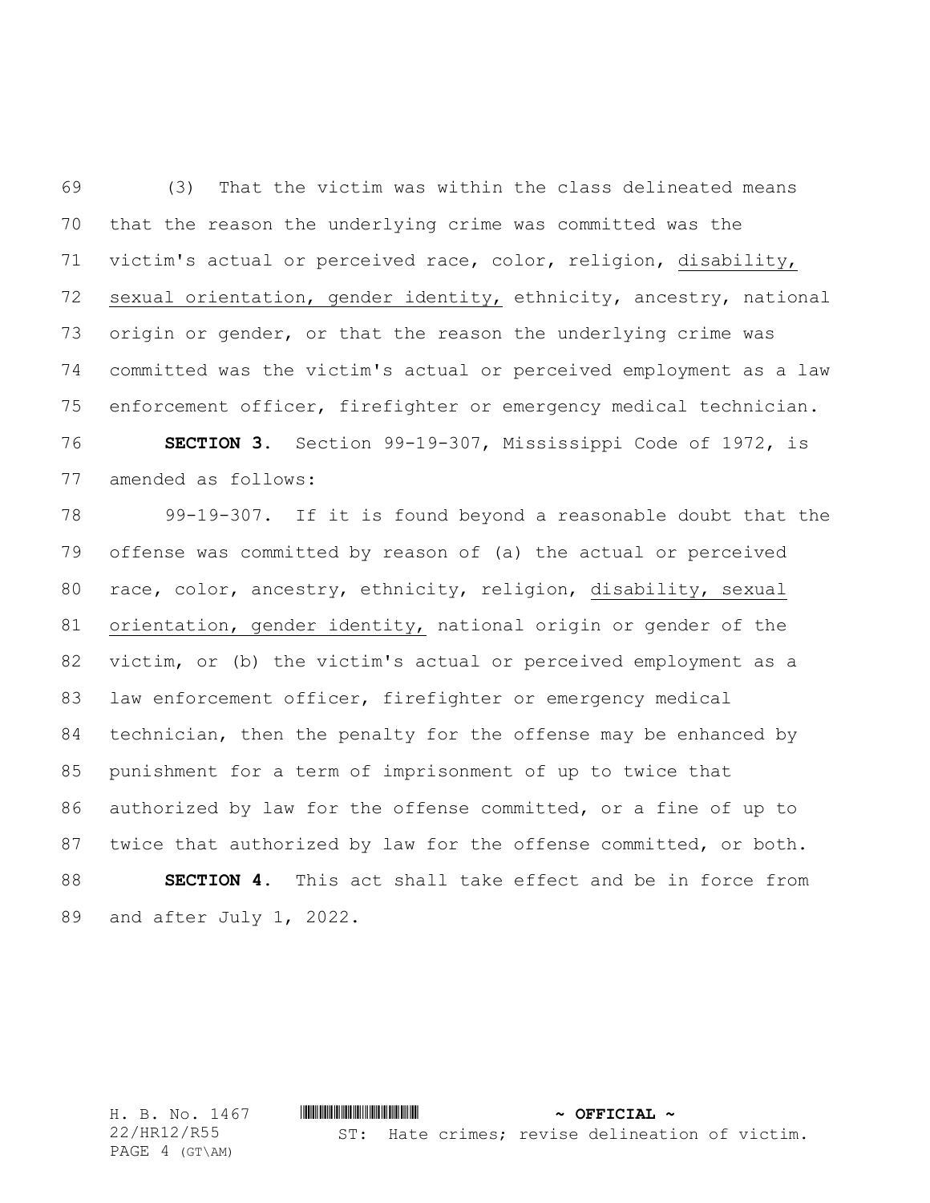(3) That the victim was within the class delineated means that the reason the underlying crime was committed was the victim's actual or perceived race, color, religion, disability, sexual orientation, gender identity, ethnicity, ancestry, national origin or gender, or that the reason the underlying crime was committed was the victim's actual or perceived employment as a law enforcement officer, firefighter or emergency medical technician.

**SECTION 3.** Section 99-19-307, Mississippi Code of 1972, is amended as follows:

99-19-307. If it is found beyond a reasonable doubt that the offense was committed by reason of (a) the actual or perceived race, color, ancestry, ethnicity, religion, disability, sexual orientation, gender identity, national origin or gender of the victim, or (b) the victim's actual or perceived employment as a law enforcement officer, firefighter or emergency medical technician, then the penalty for the offense may be enhanced by punishment for a term of imprisonment of up to twice that authorized by law for the offense committed, or a fine of up to twice that authorized by law for the offense committed, or both.

**SECTION 4.** This act shall take effect and be in force from and after July 1, 2022.